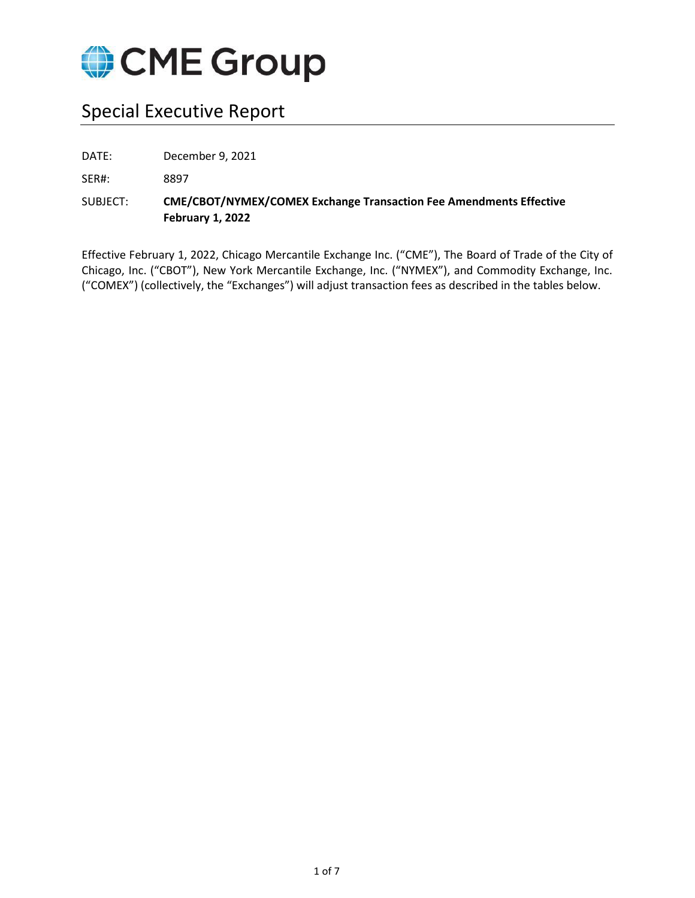CME Group

# Special Executive Report

DATE: December 9, 2021

SER#: 8897

SUBJECT: **CME/CBOT/NYMEX/COMEX Exchange Transaction Fee Amendments Effective February 1, 2022**

Effective February 1, 2022, Chicago Mercantile Exchange Inc. ("CME"), The Board of Trade of the City of Chicago, Inc. ("CBOT"), New York Mercantile Exchange, Inc. ("NYMEX"), and Commodity Exchange, Inc. ("COMEX") (collectively, the "Exchanges") will adjust transaction fees as described in the tables below.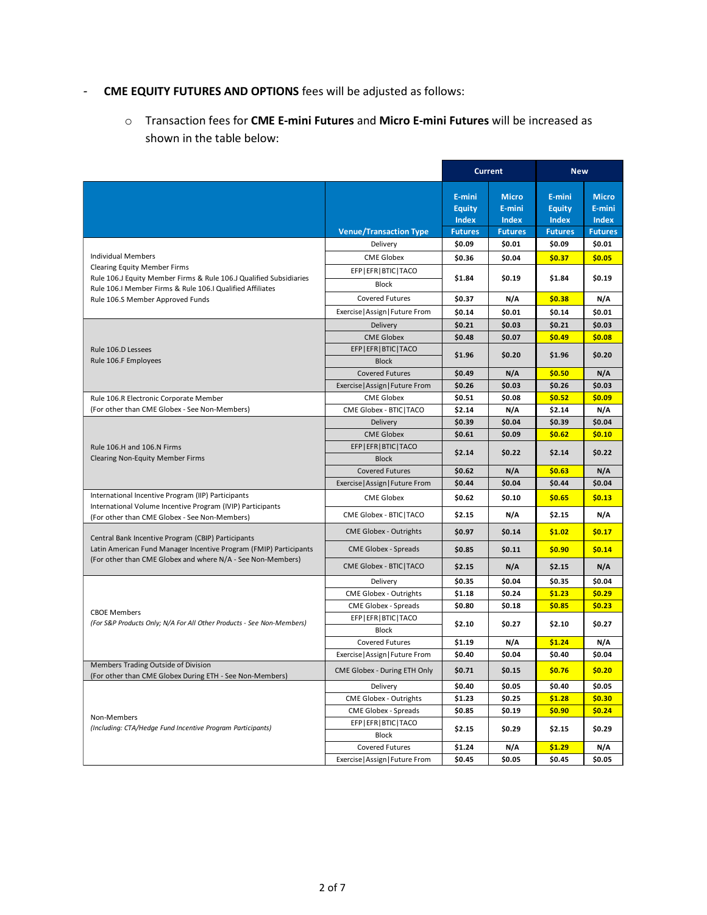- **CME EQUITY FUTURES AND OPTIONS** fees will be adjusted as follows:

  - Transaction fees for **CME E-mini Futures** and **Micro E-mini Futures** will be increased as shown in the table below:

| | | Current | | New | |
|---|---|---|---|---|---|
| | Venue/Transaction Type | E-mini Equity Index Futures | Micro E-mini Index Futures | E-mini Equity Index Futures | Micro E-mini Index Futures |
| Individual Members<br>Clearing Equity Member Firms<br>Rule 106.J Equity Member Firms & Rule 106.J Qualified Subsidiaries<br>Rule 106.I Member Firms & Rule 106.I Qualified Affiliates<br>Rule 106.S Member Approved Funds | Delivery | $0.09 | $0.01 | $0.09 | $0.01 |
| | CME Globex | $0.36 | $0.04 | $0.37 | $0.05 |
| | EFP\|EFR\|BTIC\|TACO<br>Block | $1.84 | $0.19 | $1.84 | $0.19 |
| | Covered Futures | $0.37 | N/A | $0.38 | N/A |
| | Exercise\|Assign\|Future From | $0.14 | $0.01 | $0.14 | $0.01 |
| Rule 106.D Lessees<br>Rule 106.F Employees | Delivery | $0.21 | $0.03 | $0.21 | $0.03 |
| | CME Globex | $0.48 | $0.07 | $0.49 | $0.08 |
| | EFP\|EFR\|BTIC\|TACO<br>Block | $1.96 | $0.20 | $1.96 | $0.20 |
| | Covered Futures | $0.49 | N/A | $0.50 | N/A |
| | Exercise\|Assign\|Future From | $0.26 | $0.03 | $0.26 | $0.03 |
| Rule 106.R Electronic Corporate Member<br>(For other than CME Globex - See Non-Members) | CME Globex | $0.51 | $0.08 | $0.52 | $0.09 |
| | CME Globex - BTIC\|TACO | $2.14 | N/A | $2.14 | N/A |
| Rule 106.H and 106.N Firms<br>Clearing Non-Equity Member Firms | Delivery | $0.39 | $0.04 | $0.39 | $0.04 |
| | CME Globex | $0.61 | $0.09 | $0.62 | $0.10 |
| | EFP\|EFR\|BTIC\|TACO<br>Block | $2.14 | $0.22 | $2.14 | $0.22 |
| | Covered Futures | $0.62 | N/A | $0.63 | N/A |
| | Exercise\|Assign\|Future From | $0.44 | $0.04 | $0.44 | $0.04 |
| International Incentive Program (IIP) Participants<br>International Volume Incentive Program (IVIP) Participants<br>(For other than CME Globex - See Non-Members) | CME Globex | $0.62 | $0.10 | $0.65 | $0.13 |
| | CME Globex - BTIC\|TACO | $2.15 | N/A | $2.15 | N/A |
| Central Bank Incentive Program (CBIP) Participants<br>Latin American Fund Manager Incentive Program (FMIP) Participants<br>(For other than CME Globex and where N/A - See Non-Members) | CME Globex - Outrights | $0.97 | $0.14 | $1.02 | $0.17 |
| | CME Globex - Spreads | $0.85 | $0.11 | $0.90 | $0.14 |
| | CME Globex - BTIC\|TACO | $2.15 | N/A | $2.15 | N/A |
| CBOE Members<br>*(For S&P Products Only; N/A For All Other Products - See Non-Members)* | Delivery | $0.35 | $0.04 | $0.35 | $0.04 |
| | CME Globex - Outrights | $1.18 | $0.24 | $1.23 | $0.29 |
| | CME Globex - Spreads | $0.80 | $0.18 | $0.85 | $0.23 |
| | EFP\|EFR\|BTIC\|TACO<br>Block | $2.10 | $0.27 | $2.10 | $0.27 |
| | Covered Futures | $1.19 | N/A | $1.24 | N/A |
| | Exercise\|Assign\|Future From | $0.40 | $0.04 | $0.40 | $0.04 |
| Members Trading Outside of Division<br>(For other than CME Globex During ETH - See Non-Members) | CME Globex - During ETH Only | $0.71 | $0.15 | $0.76 | $0.20 |
| Non-Members<br>*(Including: CTA/Hedge Fund Incentive Program Participants)* | Delivery | $0.40 | $0.05 | $0.40 | $0.05 |
| | CME Globex - Outrights | $1.23 | $0.25 | $1.28 | $0.30 |
| | CME Globex - Spreads | $0.85 | $0.19 | $0.90 | $0.24 |
| | EFP\|EFR\|BTIC\|TACO<br>Block | $2.15 | $0.29 | $2.15 | $0.29 |
| | Covered Futures | $1.24 | N/A | $1.29 | N/A |
| | Exercise\|Assign\|Future From | $0.45 | $0.05 | $0.45 | $0.05 |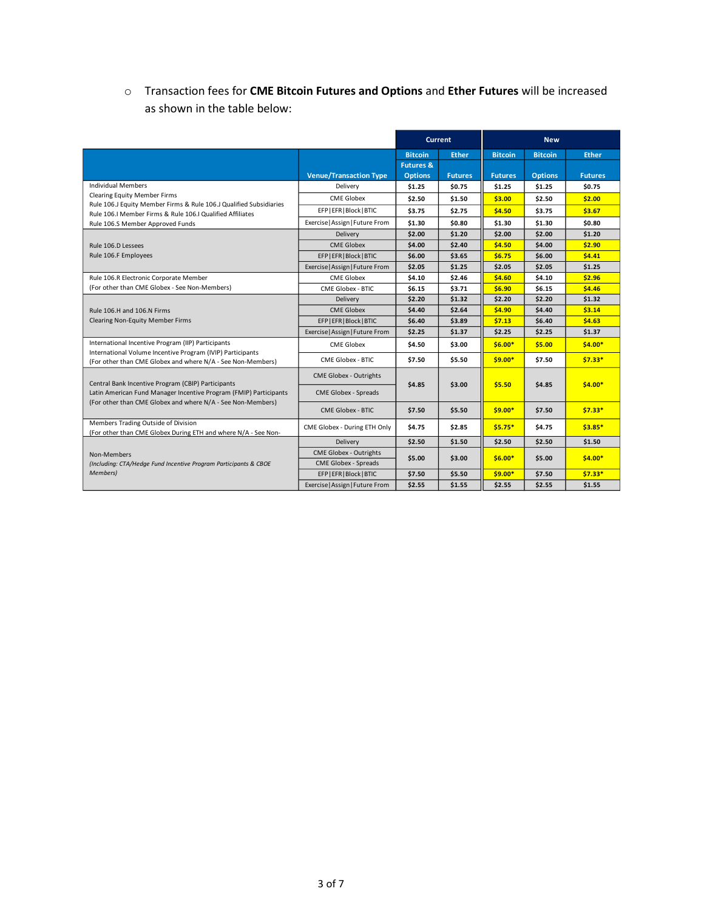- Transaction fees for **CME Bitcoin Futures and Options** and **Ether Futures** will be increased as shown in the table below:

| | | Current | | New | | |
|---|---|---|---|---|---|---|
| | **Venue/Transaction Type** | **Bitcoin Futures & Options** | **Ether Futures** | **Bitcoin Futures** | **Bitcoin Options** | **Ether Futures** |
| Individual Members<br>Clearing Equity Member Firms<br>Rule 106.J Equity Member Firms & Rule 106.J Qualified Subsidiaries<br>Rule 106.I Member Firms & Rule 106.I Qualified Affiliates<br>Rule 106.S Member Approved Funds | Delivery | $1.25 | $0.75 | $1.25 | $1.25 | $0.75 |
| | CME Globex | $2.50 | $1.50 | $3.00 | $2.50 | $2.00 |
| | EFP\|EFR\|Block\|BTIC | $3.75 | $2.75 | $4.50 | $3.75 | $3.67 |
| | Exercise\|Assign\|Future From | $1.30 | $0.80 | $1.30 | $1.30 | $0.80 |
| Rule 106.D Lessees<br>Rule 106.F Employees | Delivery | $2.00 | $1.20 | $2.00 | $2.00 | $1.20 |
| | CME Globex | $4.00 | $2.40 | $4.50 | $4.00 | $2.90 |
| | EFP\|EFR\|Block\|BTIC | $6.00 | $3.65 | $6.75 | $6.00 | $4.41 |
| | Exercise\|Assign\|Future From | $2.05 | $1.25 | $2.05 | $2.05 | $1.25 |
| Rule 106.R Electronic Corporate Member<br>(For other than CME Globex - See Non-Members) | CME Globex | $4.10 | $2.46 | $4.60 | $4.10 | $2.96 |
| | CME Globex - BTIC | $6.15 | $3.71 | $6.90 | $6.15 | $4.46 |
| Rule 106.H and 106.N Firms<br>Clearing Non-Equity Member Firms | Delivery | $2.20 | $1.32 | $2.20 | $2.20 | $1.32 |
| | CME Globex | $4.40 | $2.64 | $4.90 | $4.40 | $3.14 |
| | EFP\|EFR\|Block\|BTIC | $6.40 | $3.89 | $7.13 | $6.40 | $4.63 |
| | Exercise\|Assign\|Future From | $2.25 | $1.37 | $2.25 | $2.25 | $1.37 |
| International Incentive Program (IIP) Participants<br>International Volume Incentive Program (IVIP) Participants<br>(For other than CME Globex and where N/A - See Non-Members) | CME Globex | $4.50 | $3.00 | $6.00* | $5.00 | $4.00* |
| | CME Globex - BTIC | $7.50 | $5.50 | $9.00* | $7.50 | $7.33* |
| Central Bank Incentive Program (CBIP) Participants<br>Latin American Fund Manager Incentive Program (FMIP) Participants<br>(For other than CME Globex and where N/A - See Non-Members) | CME Globex - Outrights<br>CME Globex - Spreads | $4.85 | $3.00 | $5.50 | $4.85 | $4.00* |
| | CME Globex - BTIC | $7.50 | $5.50 | $9.00* | $7.50 | $7.33* |
| Members Trading Outside of Division<br>(For other than CME Globex During ETH and where N/A - See Non- | CME Globex - During ETH Only | $4.75 | $2.85 | $5.75* | $4.75 | $3.85* |
| Non-Members<br>*(Including: CTA/Hedge Fund Incentive Program Participants & CBOE Members)* | Delivery | $2.50 | $1.50 | $2.50 | $2.50 | $1.50 |
| | CME Globex - Outrights<br>CME Globex - Spreads | $5.00 | $3.00 | $6.00* | $5.00 | $4.00* |
| | EFP\|EFR\|Block\|BTIC | $7.50 | $5.50 | $9.00* | $7.50 | $7.33* |
| | Exercise\|Assign\|Future From | $2.55 | $1.55 | $2.55 | $2.55 | $1.55 |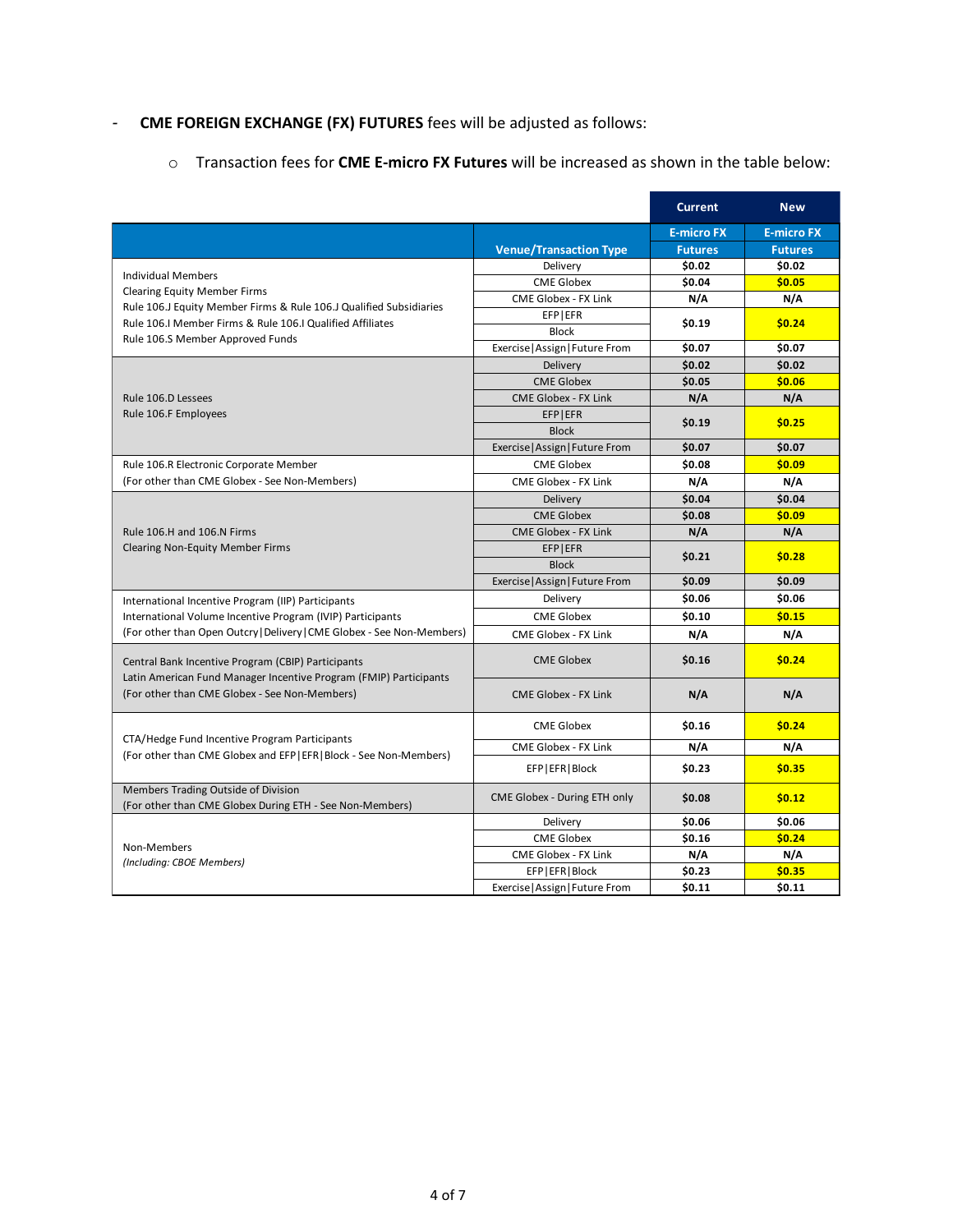- **CME FOREIGN EXCHANGE (FX) FUTURES** fees will be adjusted as follows:

    - Transaction fees for **CME E-micro FX Futures** will be increased as shown in the table below:

| | | Current | New |
|---|---|---|---|
| | **Venue/Transaction Type** | **E-micro FX Futures** | **E-micro FX Futures** |
| Individual Members<br>Clearing Equity Member Firms<br>Rule 106.J Equity Member Firms & Rule 106.J Qualified Subsidiaries<br>Rule 106.I Member Firms & Rule 106.I Qualified Affiliates<br>Rule 106.S Member Approved Funds | Delivery | **$0.02** | **$0.02** |
| | CME Globex | **$0.04** | **$0.05** |
| | CME Globex - FX Link | **N/A** | **N/A** |
| | EFP\|EFR<br>Block | **$0.19** | **$0.24** |
| | Exercise\|Assign\|Future From | **$0.07** | **$0.07** |
| Rule 106.D Lessees<br>Rule 106.F Employees | Delivery | **$0.02** | **$0.02** |
| | CME Globex | **$0.05** | **$0.06** |
| | CME Globex - FX Link | **N/A** | **N/A** |
| | EFP\|EFR<br>Block | **$0.19** | **$0.25** |
| | Exercise\|Assign\|Future From | **$0.07** | **$0.07** |
| Rule 106.R Electronic Corporate Member<br>(For other than CME Globex - See Non-Members) | CME Globex | **$0.08** | **$0.09** |
| | CME Globex - FX Link | **N/A** | **N/A** |
| Rule 106.H and 106.N Firms<br>Clearing Non-Equity Member Firms | Delivery | **$0.04** | **$0.04** |
| | CME Globex | **$0.08** | **$0.09** |
| | CME Globex - FX Link | **N/A** | **N/A** |
| | EFP\|EFR<br>Block | **$0.21** | **$0.28** |
| | Exercise\|Assign\|Future From | **$0.09** | **$0.09** |
| International Incentive Program (IIP) Participants<br>International Volume Incentive Program (IVIP) Participants<br>(For other than Open Outcry\|Delivery\|CME Globex - See Non-Members) | Delivery | **$0.06** | **$0.06** |
| | CME Globex | **$0.10** | **$0.15** |
| | CME Globex - FX Link | **N/A** | **N/A** |
| Central Bank Incentive Program (CBIP) Participants<br>Latin American Fund Manager Incentive Program (FMIP) Participants<br>(For other than CME Globex - See Non-Members) | CME Globex | **$0.16** | **$0.24** |
| | CME Globex - FX Link | **N/A** | **N/A** |
| CTA/Hedge Fund Incentive Program Participants<br>(For other than CME Globex and EFP\|EFR\|Block - See Non-Members) | CME Globex | **$0.16** | **$0.24** |
| | CME Globex - FX Link | **N/A** | **N/A** |
| | EFP\|EFR\|Block | **$0.23** | **$0.35** |
| Members Trading Outside of Division<br>(For other than CME Globex During ETH - See Non-Members) | CME Globex - During ETH only | **$0.08** | **$0.12** |
| Non-Members<br>*(Including: CBOE Members)* | Delivery | **$0.06** | **$0.06** |
| | CME Globex | **$0.16** | **$0.24** |
| | CME Globex - FX Link | **N/A** | **N/A** |
| | EFP\|EFR\|Block | **$0.23** | **$0.35** |
| | Exercise\|Assign\|Future From | **$0.11** | **$0.11** |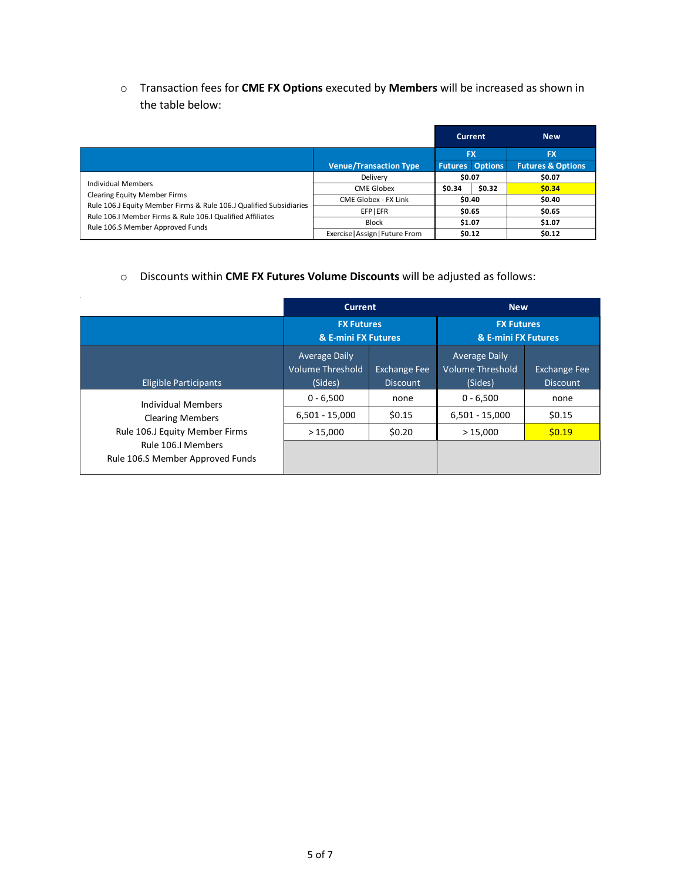- Transaction fees for **CME FX Options** executed by **Members** will be increased as shown in the table below:

| | | Current | | New |
|---|---|---|---|---|
| | | FX | | FX |
| | Venue/Transaction Type | Futures | Options | Futures & Options |
| Individual Members<br>Clearing Equity Member Firms<br>Rule 106.J Equity Member Firms & Rule 106.J Qualified Subsidiaries<br>Rule 106.I Member Firms & Rule 106.I Qualified Affiliates<br>Rule 106.S Member Approved Funds | Delivery | $0.07 | | $0.07 |
| | CME Globex | $0.34 | $0.32 | $0.34 |
| | CME Globex - FX Link | $0.40 | | $0.40 |
| | EFP\|EFR | $0.65 | | $0.65 |
| | Block | $1.07 | | $1.07 |
| | Exercise\|Assign\|Future From | $0.12 | | $0.12 |

- Discounts within **CME FX Futures Volume Discounts** will be adjusted as follows:

| | Current | | New | |
|---|---|---|---|---|
| | FX Futures & E-mini FX Futures | | FX Futures & E-mini FX Futures | |
| Eligible Participants | Average Daily Volume Threshold (Sides) | Exchange Fee Discount | Average Daily Volume Threshold (Sides) | Exchange Fee Discount |
| Individual Members<br>Clearing Members<br>Rule 106.J Equity Member Firms<br>Rule 106.I Members<br>Rule 106.S Member Approved Funds | 0 - 6,500 | none | 0 - 6,500 | none |
| | 6,501 - 15,000 | $0.15 | 6,501 - 15,000 | $0.15 |
| | > 15,000 | $0.20 | > 15,000 | $0.19 |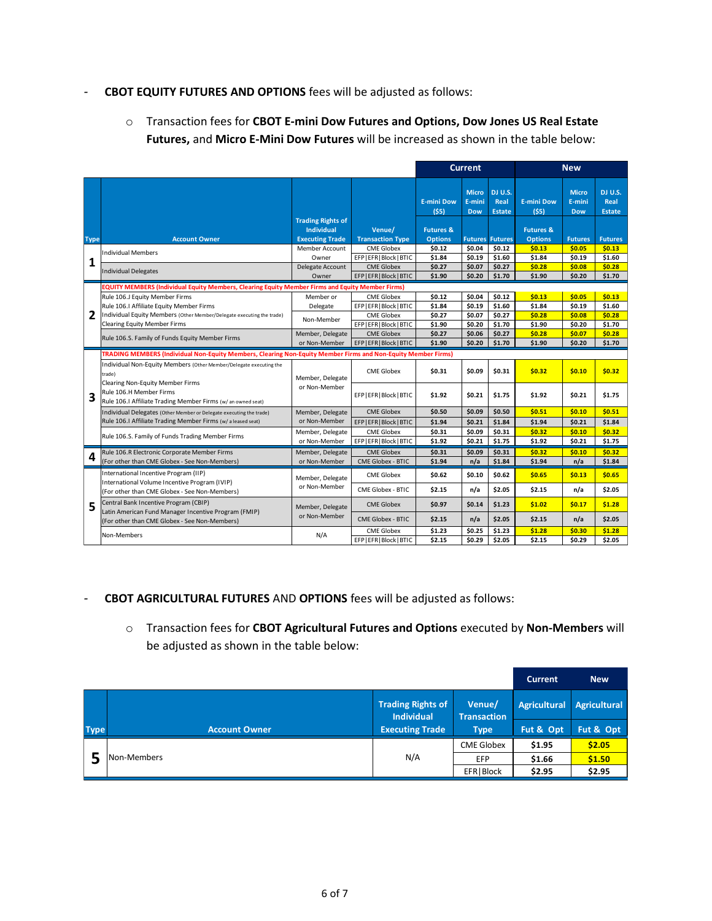- **CBOT EQUITY FUTURES AND OPTIONS** fees will be adjusted as follows:

  - Transaction fees for **CBOT E-mini Dow Futures and Options, Dow Jones US Real Estate Futures,** and **Micro E-Mini Dow Futures** will be increased as shown in the table below:

| | | | | Current | | | New | | |
|---|---|---|---|---|---|---|---|---|---|
| Type | Account Owner | Trading Rights of Individual Executing Trade | Venue/ Transaction Type | E-mini Dow ($5) Futures & Options | Micro E-mini Dow Futures | DJ U.S. Real Estate Futures | E-mini Dow ($5) Futures & Options | Micro E-mini Dow Futures | DJ U.S. Real Estate Futures |
| 1 | Individual Members | Member Account Owner | CME Globex | $0.12 | $0.04 | $0.12 | $0.13 | $0.05 | $0.13 |
| | | | EFP\|EFR\|Block\|BTIC | $1.84 | $0.19 | $1.60 | $1.84 | $0.19 | $1.60 |
| | Individual Delegates | Delegate Account Owner | CME Globex | $0.27 | $0.07 | $0.27 | $0.28 | $0.08 | $0.28 |
| | | | EFP\|EFR\|Block\|BTIC | $1.90 | $0.20 | $1.70 | $1.90 | $0.20 | $1.70 |
| 2 | EQUITY MEMBERS (Individual Equity Members, Clearing Equity Member Firms and Equity Member Firms) | | | | | | | | |
| | Rule 106.J Equity Member Firms<br>Rule 106.I Affiliate Equity Member Firms<br>Individual Equity Members (Other Member/Delegate executing the trade)<br>Clearing Equity Member Firms | Member or Delegate | CME Globex | $0.12 | $0.04 | $0.12 | $0.13 | $0.05 | $0.13 |
| | | | EFP\|EFR\|Block\|BTIC | $1.84 | $0.19 | $1.60 | $1.84 | $0.19 | $1.60 |
| | | Non-Member | CME Globex | $0.27 | $0.07 | $0.27 | $0.28 | $0.08 | $0.28 |
| | | | EFP\|EFR\|Block\|BTIC | $1.90 | $0.20 | $1.70 | $1.90 | $0.20 | $1.70 |
| | Rule 106.S. Family of Funds Equity Member Firms | Member, Delegate or Non-Member | CME Globex | $0.27 | $0.06 | $0.27 | $0.28 | $0.07 | $0.28 |
| | | | EFP\|EFR\|Block\|BTIC | $1.90 | $0.20 | $1.70 | $1.90 | $0.20 | $1.70 |
| 3 | TRADING MEMBERS (Individual Non-Equity Members, Clearing Non-Equity Member Firms and Non-Equity Member Firms) | | | | | | | | |
| | Individual Non-Equity Members (Other Member/Delegate executing the trade)<br>Clearing Non-Equity Member Firms<br>Rule 106.H Member Firms<br>Rule 106.I Affiliate Trading Member Firms (w/ an owned seat) | Member, Delegate or Non-Member | CME Globex | $0.31 | $0.09 | $0.31 | $0.32 | $0.10 | $0.32 |
| | | | EFP\|EFR\|Block\|BTIC | $1.92 | $0.21 | $1.75 | $1.92 | $0.21 | $1.75 |
| | Individual Delegates (Other Member or Delegate executing the trade)<br>Rule 106.I Affiliate Trading Member Firms (w/ a leased seat) | Member, Delegate or Non-Member | CME Globex | $0.50 | $0.09 | $0.50 | $0.51 | $0.10 | $0.51 |
| | | | EFP\|EFR\|Block\|BTIC | $1.94 | $0.21 | $1.84 | $1.94 | $0.21 | $1.84 |
| | Rule 106.S. Family of Funds Trading Member Firms | Member, Delegate or Non-Member | CME Globex | $0.31 | $0.09 | $0.31 | $0.32 | $0.10 | $0.32 |
| | | | EFP\|EFR\|Block\|BTIC | $1.92 | $0.21 | $1.75 | $1.92 | $0.21 | $1.75 |
| 4 | Rule 106.R Electronic Corporate Member Firms<br>(For other than CME Globex - See Non-Members) | Member, Delegate or Non-Member | CME Globex | $0.31 | $0.09 | $0.31 | $0.32 | $0.10 | $0.32 |
| | | | CME Globex - BTIC | $1.94 | n/a | $1.84 | $1.94 | n/a | $1.84 |
| 5 | International Incentive Program (IIP)<br>International Volume Incentive Program (IVIP)<br>(For other than CME Globex - See Non-Members) | Member, Delegate or Non-Member | CME Globex | $0.62 | $0.10 | $0.62 | $0.65 | $0.13 | $0.65 |
| | | | CME Globex - BTIC | $2.15 | n/a | $2.05 | $2.15 | n/a | $2.05 |
| | Central Bank Incentive Program (CBIP)<br>Latin American Fund Manager Incentive Program (FMIP)<br>(For other than CME Globex - See Non-Members) | Member, Delegate or Non-Member | CME Globex | $0.97 | $0.14 | $1.23 | $1.02 | $0.17 | $1.28 |
| | | | CME Globex - BTIC | $2.15 | n/a | $2.05 | $2.15 | n/a | $2.05 |
| | Non-Members | N/A | CME Globex | $1.23 | $0.25 | $1.23 | $1.28 | $0.30 | $1.28 |
| | | | EFP\|EFR\|Block\|BTIC | $2.15 | $0.29 | $2.05 | $2.15 | $0.29 | $2.05 |

- **CBOT AGRICULTURAL FUTURES** AND **OPTIONS** fees will be adjusted as follows:

  - Transaction fees for **CBOT Agricultural Futures and Options** executed by **Non-Members** will be adjusted as shown in the table below:

| | | | | Current | New |
|---|---|---|---|---|---|
| Type | Account Owner | Trading Rights of Individual Executing Trade | Venue/ Transaction Type | Agricultural Fut & Opt | Agricultural Fut & Opt |
| 5 | Non-Members | N/A | CME Globex | $1.95 | $2.05 |
| | | | EFP | $1.66 | $1.50 |
| | | | EFR\|Block | $2.95 | $2.95 |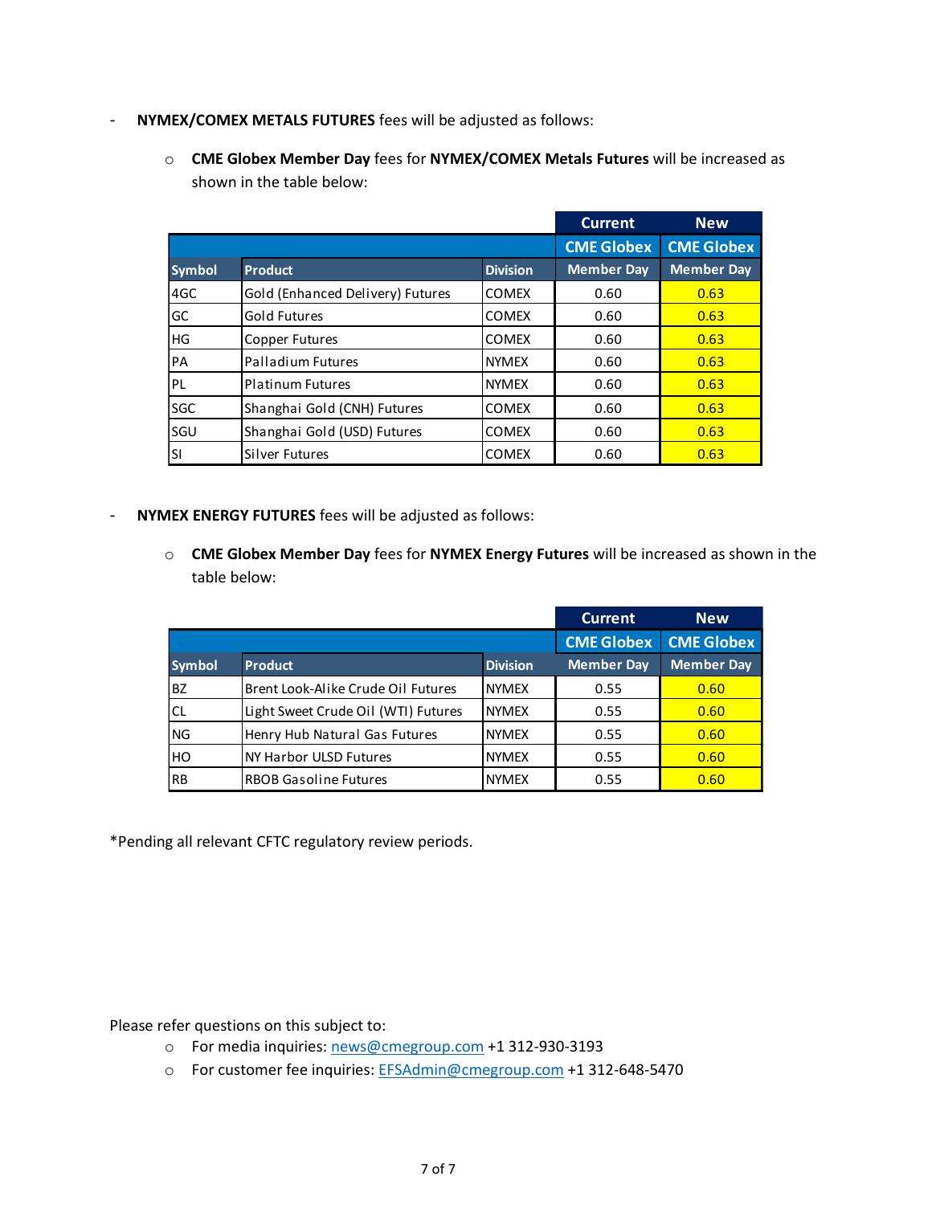- **NYMEX/COMEX METALS FUTURES** fees will be adjusted as follows:

    - **CME Globex Member Day** fees for **NYMEX/COMEX Metals Futures** will be increased as shown in the table below:

| | | | Current | New |
|---|---|---|---|---|
| | | | CME Globex | CME Globex |
| Symbol | Product | Division | Member Day | Member Day |
| 4GC | Gold (Enhanced Delivery) Futures | COMEX | 0.60 | 0.63 |
| GC | Gold Futures | COMEX | 0.60 | 0.63 |
| HG | Copper Futures | COMEX | 0.60 | 0.63 |
| PA | Palladium Futures | NYMEX | 0.60 | 0.63 |
| PL | Platinum Futures | NYMEX | 0.60 | 0.63 |
| SGC | Shanghai Gold (CNH) Futures | COMEX | 0.60 | 0.63 |
| SGU | Shanghai Gold (USD) Futures | COMEX | 0.60 | 0.63 |
| SI | Silver Futures | COMEX | 0.60 | 0.63 |

- **NYMEX ENERGY FUTURES** fees will be adjusted as follows:

    - **CME Globex Member Day** fees for **NYMEX Energy Futures** will be increased as shown in the table below:

| | | | Current | New |
|---|---|---|---|---|
| | | | CME Globex | CME Globex |
| Symbol | Product | Division | Member Day | Member Day |
| BZ | Brent Look-Alike Crude Oil Futures | NYMEX | 0.55 | 0.60 |
| CL | Light Sweet Crude Oil (WTI) Futures | NYMEX | 0.55 | 0.60 |
| NG | Henry Hub Natural Gas Futures | NYMEX | 0.55 | 0.60 |
| HO | NY Harbor ULSD Futures | NYMEX | 0.55 | 0.60 |
| RB | RBOB Gasoline Futures | NYMEX | 0.55 | 0.60 |

*Pending all relevant CFTC regulatory review periods.

Please refer questions on this subject to:

- For media inquiries: news@cmegroup.com +1 312-930-3193
- For customer fee inquiries: EFSAdmin@cmegroup.com +1 312-648-5470